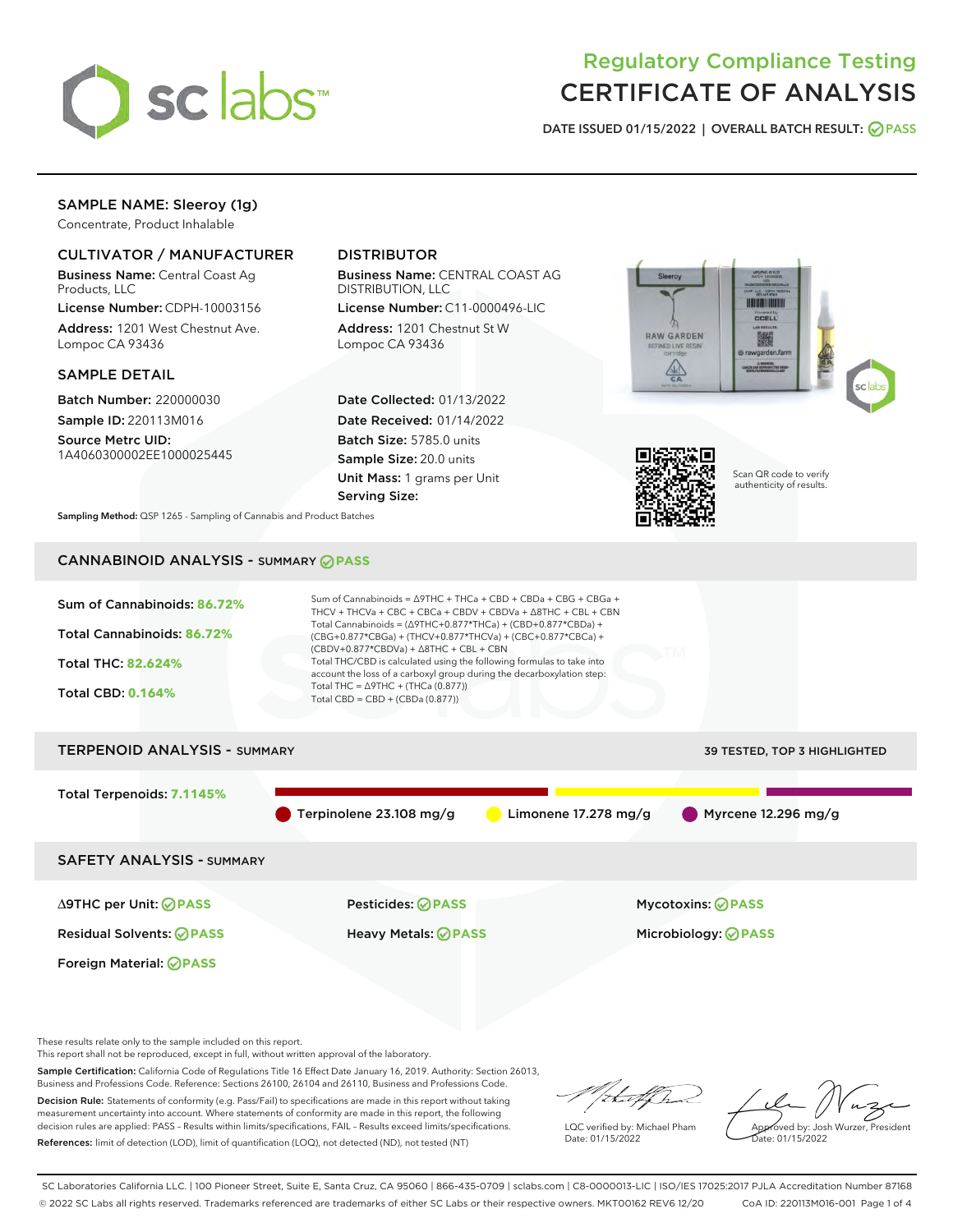# Regulatory Compliance Testing
# CERTIFICATE OF ANALYSIS

DATE ISSUED 01/15/2022 | OVERALL BATCH RESULT: PASS

## SAMPLE NAME: Sleeroy (1g)

Concentrate, Product Inhalable

### CULTIVATOR / MANUFACTURER

**Business Name:** Central Coast Ag Products, LLC

**License Number:** CDPH-10003156

**Address:** 1201 West Chestnut Ave. Lompoc CA 93436

### DISTRIBUTOR

**Business Name:** CENTRAL COAST AG DISTRIBUTION, LLC

**License Number:** C11-0000496-LIC

**Address:** 1201 Chestnut St W Lompoc CA 93436

### SAMPLE DETAIL

**Batch Number:** 220000030

**Sample ID:** 220113M016

**Source Metrc UID:** 1A4060300002EE1000025445

**Date Collected:** 01/13/2022

**Date Received:** 01/14/2022

**Batch Size:** 5785.0 units

**Sample Size:** 20.0 units

**Unit Mass:** 1 grams per Unit

**Serving Size:**

Scan QR code to verify authenticity of results.

**Sampling Method:** QSP 1265 - Sampling of Cannabis and Product Batches

## CANNABINOID ANALYSIS - SUMMARY PASS

Sum of Cannabinoids: **86.72%**

Total Cannabinoids: **86.72%**

Total THC: **82.624%**

Total CBD: **0.164%**

Sum of Cannabinoids = Δ9THC + THCa + CBD + CBDa + CBG + CBGa + THCV + THCVa + CBC + CBCa + CBDV + CBDVa + Δ8THC + CBL + CBN

Total Cannabinoids = (Δ9THC+0.877*THCa) + (CBD+0.877*CBDa) + (CBG+0.877*CBGa) + (THCV+0.877*THCVa) + (CBC+0.877*CBCa) + (CBDV+0.877*CBDVa) + Δ8THC + CBL + CBN

Total THC/CBD is calculated using the following formulas to take into account the loss of a carboxyl group during the decarboxylation step:

Total THC = Δ9THC + (THCa (0.877))

Total CBD = CBD + (CBDa (0.877))

## TERPENOID ANALYSIS - SUMMARY

39 TESTED, TOP 3 HIGHLIGHTED

Total Terpenoids: **7.1145%**

Terpinolene 23.108 mg/g | Limonene 17.278 mg/g | Myrcene 12.296 mg/g

## SAFETY ANALYSIS - SUMMARY

| | | |
|---|---|---|
| Δ9THC per Unit: PASS | Pesticides: PASS | Mycotoxins: PASS |
| Residual Solvents: PASS | Heavy Metals: PASS | Microbiology: PASS |
| Foreign Material: PASS | | |

These results relate only to the sample included on this report.
This report shall not be reproduced, except in full, without written approval of the laboratory.

**Sample Certification:** California Code of Regulations Title 16 Effect Date January 16, 2019. Authority: Section 26013, Business and Professions Code. Reference: Sections 26100, 26104 and 26110, Business and Professions Code.

**Decision Rule:** Statements of conformity (e.g. Pass/Fail) to specifications are made in this report without taking measurement uncertainty into account. Where statements of conformity are made in this report, the following decision rules are applied: PASS – Results within limits/specifications, FAIL – Results exceed limits/specifications.

**References:** limit of detection (LOD), limit of quantification (LOQ), not detected (ND), not tested (NT)

LQC verified by: Michael Pham
Date: 01/15/2022

Approved by: Josh Wurzer, President
Date: 01/15/2022

SC Laboratories California LLC. | 100 Pioneer Street, Suite E, Santa Cruz, CA 95060 | 866-435-0709 | sclabs.com | C8-0000013-LIC | ISO/IES 17025:2017 PJLA Accreditation Number 87168
© 2022 SC Labs all rights reserved. Trademarks referenced are trademarks of either SC Labs or their respective owners. MKT00162 REV6 12/20 CoA ID: 220113M016-001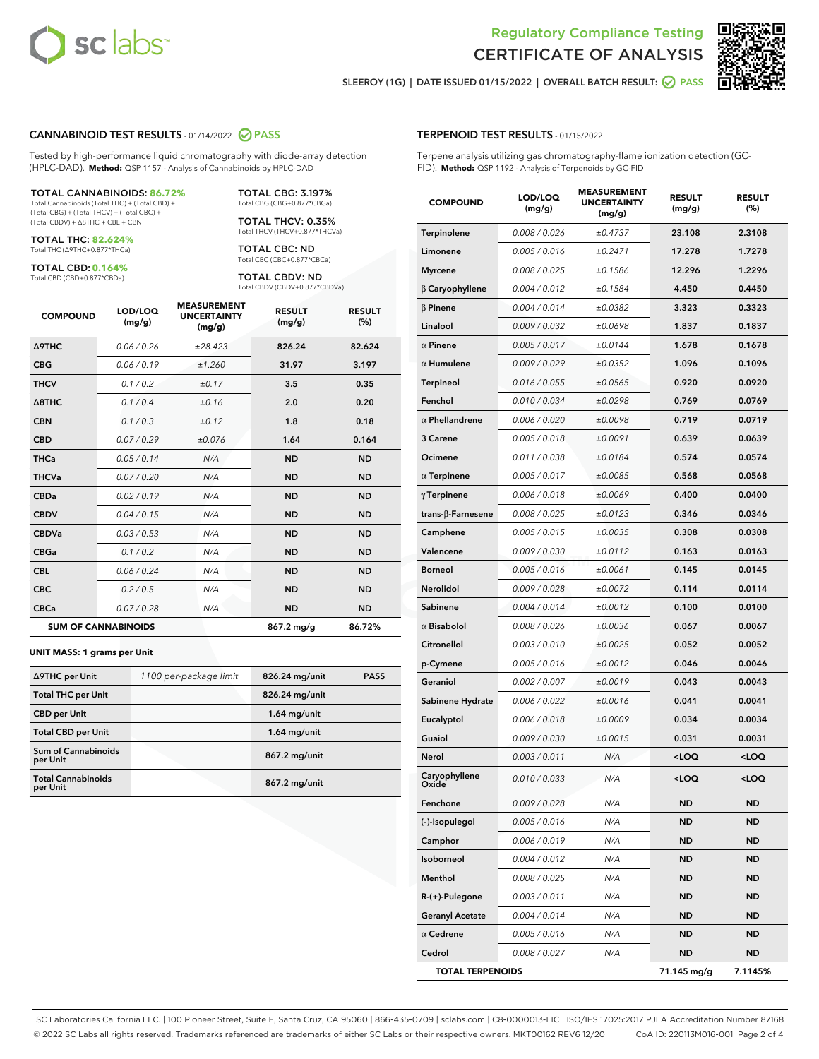# Regulatory Compliance Testing CERTIFICATE OF ANALYSIS

SLEEROY (1G) | DATE ISSUED 01/15/2022 | OVERALL BATCH RESULT: PASS

## CANNABINOID TEST RESULTS - 01/14/2022 PASS

Tested by high-performance liquid chromatography with diode-array detection (HPLC-DAD). **Method:** QSP 1157 - Analysis of Cannabinoids by HPLC-DAD

**TOTAL CANNABINOIDS: 86.72%**
Total Cannabinoids (Total THC) + (Total CBD) + (Total CBG) + (Total THCV) + (Total CBC) + (Total CBDV) + Δ8THC + CBL + CBN

**TOTAL THC: 82.624%**
Total THC (Δ9THC+0.877*THCa)

**TOTAL CBD: 0.164%**
Total CBD (CBD+0.877*CBDa)

**TOTAL CBG: 3.197%**
Total CBG (CBG+0.877*CBGa)

**TOTAL THCV: 0.35%**
Total THCV (THCV+0.877*THCVa)

**TOTAL CBC: ND**
Total CBC (CBC+0.877*CBCa)

**TOTAL CBDV: ND**
Total CBDV (CBDV+0.877*CBDVa)

| COMPOUND | LOD/LOQ (mg/g) | MEASUREMENT UNCERTAINTY (mg/g) | RESULT (mg/g) | RESULT (%) |
|---|---|---|---|---|
| Δ9THC | 0.06 / 0.26 | ±28.423 | 826.24 | 82.624 |
| CBG | 0.06 / 0.19 | ±1.260 | 31.97 | 3.197 |
| THCV | 0.1 / 0.2 | ±0.17 | 3.5 | 0.35 |
| Δ8THC | 0.1 / 0.4 | ±0.16 | 2.0 | 0.20 |
| CBN | 0.1 / 0.3 | ±0.12 | 1.8 | 0.18 |
| CBD | 0.07 / 0.29 | ±0.076 | 1.64 | 0.164 |
| THCa | 0.05 / 0.14 | N/A | ND | ND |
| THCVa | 0.07 / 0.20 | N/A | ND | ND |
| CBDa | 0.02 / 0.19 | N/A | ND | ND |
| CBDV | 0.04 / 0.15 | N/A | ND | ND |
| CBDVa | 0.03 / 0.53 | N/A | ND | ND |
| CBGa | 0.1 / 0.2 | N/A | ND | ND |
| CBL | 0.06 / 0.24 | N/A | ND | ND |
| CBC | 0.2 / 0.5 | N/A | ND | ND |
| CBCa | 0.07 / 0.28 | N/A | ND | ND |
| **SUM OF CANNABINOIDS** | | | 867.2 mg/g | 86.72% |

**UNIT MASS: 1 grams per Unit**

| | | | |
|---|---|---|---|
| Δ9THC per Unit | 1100 per-package limit | 826.24 mg/unit | PASS |
| Total THC per Unit | | 826.24 mg/unit | |
| CBD per Unit | | 1.64 mg/unit | |
| Total CBD per Unit | | 1.64 mg/unit | |
| Sum of Cannabinoids per Unit | | 867.2 mg/unit | |
| Total Cannabinoids per Unit | | 867.2 mg/unit | |

## TERPENOID TEST RESULTS - 01/15/2022

Terpene analysis utilizing gas chromatography-flame ionization detection (GC-FID). **Method:** QSP 1192 - Analysis of Terpenoids by GC-FID

| COMPOUND | LOD/LOQ (mg/g) | MEASUREMENT UNCERTAINTY (mg/g) | RESULT (mg/g) | RESULT (%) |
|---|---|---|---|---|
| Terpinolene | 0.008 / 0.026 | ±0.4737 | 23.108 | 2.3108 |
| Limonene | 0.005 / 0.016 | ±0.2471 | 17.278 | 1.7278 |
| Myrcene | 0.008 / 0.025 | ±0.1586 | 12.296 | 1.2296 |
| β Caryophyllene | 0.004 / 0.012 | ±0.1584 | 4.450 | 0.4450 |
| β Pinene | 0.004 / 0.014 | ±0.0382 | 3.323 | 0.3323 |
| Linalool | 0.009 / 0.032 | ±0.0698 | 1.837 | 0.1837 |
| α Pinene | 0.005 / 0.017 | ±0.0144 | 1.678 | 0.1678 |
| α Humulene | 0.009 / 0.029 | ±0.0352 | 1.096 | 0.1096 |
| Terpineol | 0.016 / 0.055 | ±0.0565 | 0.920 | 0.0920 |
| Fenchol | 0.010 / 0.034 | ±0.0298 | 0.769 | 0.0769 |
| α Phellandrene | 0.006 / 0.020 | ±0.0098 | 0.719 | 0.0719 |
| 3 Carene | 0.005 / 0.018 | ±0.0091 | 0.639 | 0.0639 |
| Ocimene | 0.011 / 0.038 | ±0.0184 | 0.574 | 0.0574 |
| α Terpinene | 0.005 / 0.017 | ±0.0085 | 0.568 | 0.0568 |
| γ Terpinene | 0.006 / 0.018 | ±0.0069 | 0.400 | 0.0400 |
| trans-β-Farnesene | 0.008 / 0.025 | ±0.0123 | 0.346 | 0.0346 |
| Camphene | 0.005 / 0.015 | ±0.0035 | 0.308 | 0.0308 |
| Valencene | 0.009 / 0.030 | ±0.0112 | 0.163 | 0.0163 |
| Borneol | 0.005 / 0.016 | ±0.0061 | 0.145 | 0.0145 |
| Nerolidol | 0.009 / 0.028 | ±0.0072 | 0.114 | 0.0114 |
| Sabinene | 0.004 / 0.014 | ±0.0012 | 0.100 | 0.0100 |
| α Bisabolol | 0.008 / 0.026 | ±0.0036 | 0.067 | 0.0067 |
| Citronellol | 0.003 / 0.010 | ±0.0025 | 0.052 | 0.0052 |
| p-Cymene | 0.005 / 0.016 | ±0.0012 | 0.046 | 0.0046 |
| Geraniol | 0.002 / 0.007 | ±0.0019 | 0.043 | 0.0043 |
| Sabinene Hydrate | 0.006 / 0.022 | ±0.0016 | 0.041 | 0.0041 |
| Eucalyptol | 0.006 / 0.018 | ±0.0009 | 0.034 | 0.0034 |
| Guaiol | 0.009 / 0.030 | ±0.0015 | 0.031 | 0.0031 |
| Nerol | 0.003 / 0.011 | N/A | <LOQ | <LOQ |
| Caryophyllene Oxide | 0.010 / 0.033 | N/A | <LOQ | <LOQ |
| Fenchone | 0.009 / 0.028 | N/A | ND | ND |
| (-)-Isopulegol | 0.005 / 0.016 | N/A | ND | ND |
| Camphor | 0.006 / 0.019 | N/A | ND | ND |
| Isoborneol | 0.004 / 0.012 | N/A | ND | ND |
| Menthol | 0.008 / 0.025 | N/A | ND | ND |
| R-(+)-Pulegone | 0.003 / 0.011 | N/A | ND | ND |
| Geranyl Acetate | 0.004 / 0.014 | N/A | ND | ND |
| α Cedrene | 0.005 / 0.016 | N/A | ND | ND |
| Cedrol | 0.008 / 0.027 | N/A | ND | ND |
| **TOTAL TERPENOIDS** | | | 71.145 mg/g | 7.1145% |

SC Laboratories California LLC. | 100 Pioneer Street, Suite E, Santa Cruz, CA 95060 | 866-435-0709 | sclabs.com | C8-0000013-LIC | ISO/IES 17025:2017 PJLA Accreditation Number 87168
© 2022 SC Labs all rights reserved. Trademarks referenced are trademarks of either SC Labs or their respective owners. MKT00162 REV6 12/20 CoA ID: 220113M016-001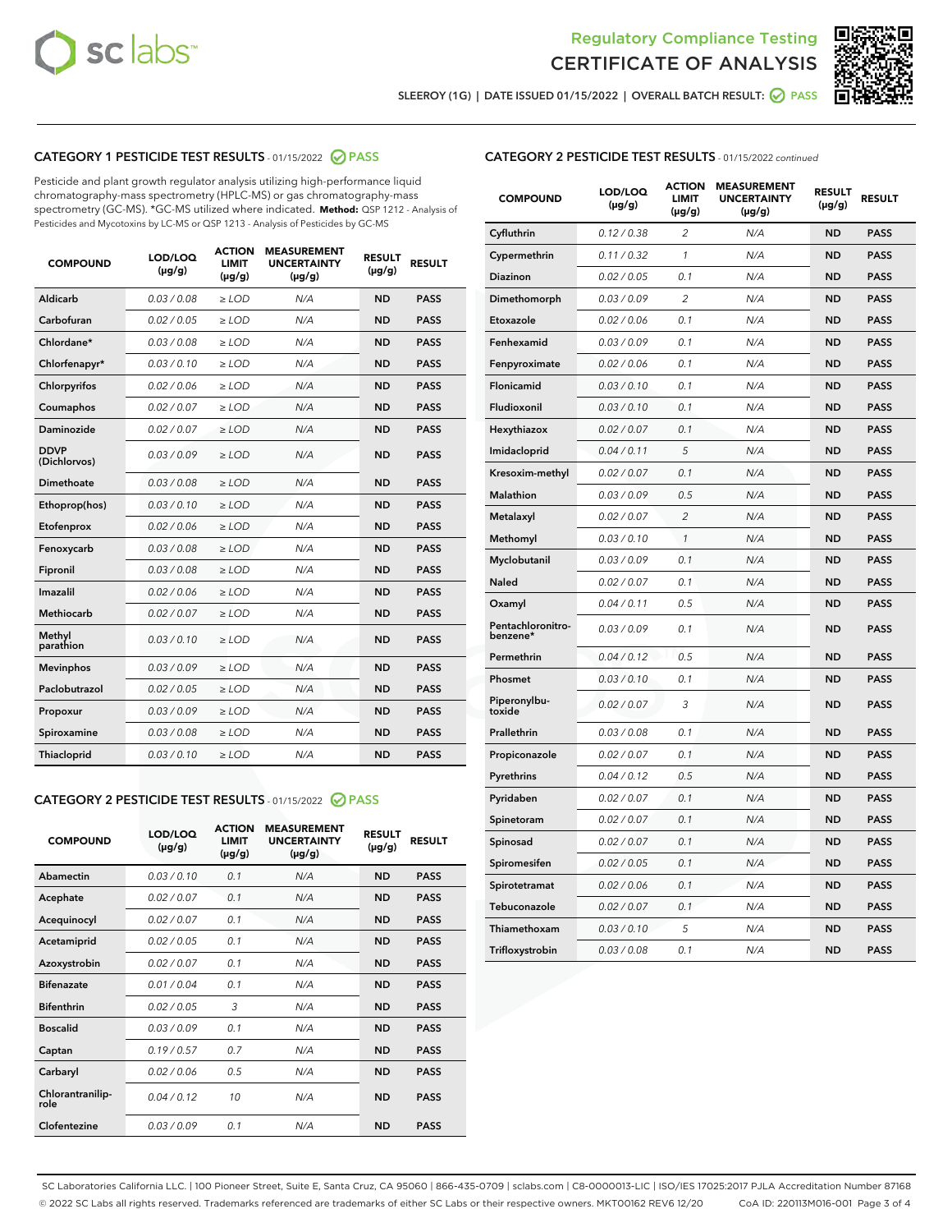# Regulatory Compliance Testing
# CERTIFICATE OF ANALYSIS

SLEEROY (1G) | DATE ISSUED 01/15/2022 | OVERALL BATCH RESULT: PASS

## CATEGORY 1 PESTICIDE TEST RESULTS - 01/15/2022 PASS

Pesticide and plant growth regulator analysis utilizing high-performance liquid chromatography-mass spectrometry (HPLC-MS) or gas chromatography-mass spectrometry (GC-MS). *GC-MS utilized where indicated. **Method:** QSP 1212 - Analysis of Pesticides and Mycotoxins by LC-MS or QSP 1213 - Analysis of Pesticides by GC-MS

| COMPOUND | LOD/LOQ (µg/g) | ACTION LIMIT (µg/g) | MEASUREMENT UNCERTAINTY (µg/g) | RESULT (µg/g) | RESULT |
|---|---|---|---|---|---|
| Aldicarb | 0.03 / 0.08 | ≥ LOD | N/A | ND | PASS |
| Carbofuran | 0.02 / 0.05 | ≥ LOD | N/A | ND | PASS |
| Chlordane* | 0.03 / 0.08 | ≥ LOD | N/A | ND | PASS |
| Chlorfenapyr* | 0.03 / 0.10 | ≥ LOD | N/A | ND | PASS |
| Chlorpyrifos | 0.02 / 0.06 | ≥ LOD | N/A | ND | PASS |
| Coumaphos | 0.02 / 0.07 | ≥ LOD | N/A | ND | PASS |
| Daminozide | 0.02 / 0.07 | ≥ LOD | N/A | ND | PASS |
| DDVP (Dichlorvos) | 0.03 / 0.09 | ≥ LOD | N/A | ND | PASS |
| Dimethoate | 0.03 / 0.08 | ≥ LOD | N/A | ND | PASS |
| Ethoprop(hos) | 0.03 / 0.10 | ≥ LOD | N/A | ND | PASS |
| Etofenprox | 0.02 / 0.06 | ≥ LOD | N/A | ND | PASS |
| Fenoxycarb | 0.03 / 0.08 | ≥ LOD | N/A | ND | PASS |
| Fipronil | 0.03 / 0.08 | ≥ LOD | N/A | ND | PASS |
| Imazalil | 0.02 / 0.06 | ≥ LOD | N/A | ND | PASS |
| Methiocarb | 0.02 / 0.07 | ≥ LOD | N/A | ND | PASS |
| Methyl parathion | 0.03 / 0.10 | ≥ LOD | N/A | ND | PASS |
| Mevinphos | 0.03 / 0.09 | ≥ LOD | N/A | ND | PASS |
| Paclobutrazol | 0.02 / 0.05 | ≥ LOD | N/A | ND | PASS |
| Propoxur | 0.03 / 0.09 | ≥ LOD | N/A | ND | PASS |
| Spiroxamine | 0.03 / 0.08 | ≥ LOD | N/A | ND | PASS |
| Thiacloprid | 0.03 / 0.10 | ≥ LOD | N/A | ND | PASS |

## CATEGORY 2 PESTICIDE TEST RESULTS - 01/15/2022 PASS

| COMPOUND | LOD/LOQ (µg/g) | ACTION LIMIT (µg/g) | MEASUREMENT UNCERTAINTY (µg/g) | RESULT (µg/g) | RESULT |
|---|---|---|---|---|---|
| Abamectin | 0.03 / 0.10 | 0.1 | N/A | ND | PASS |
| Acephate | 0.02 / 0.07 | 0.1 | N/A | ND | PASS |
| Acequinocyl | 0.02 / 0.07 | 0.1 | N/A | ND | PASS |
| Acetamiprid | 0.02 / 0.05 | 0.1 | N/A | ND | PASS |
| Azoxystrobin | 0.02 / 0.07 | 0.1 | N/A | ND | PASS |
| Bifenazate | 0.01 / 0.04 | 0.1 | N/A | ND | PASS |
| Bifenthrin | 0.02 / 0.05 | 3 | N/A | ND | PASS |
| Boscalid | 0.03 / 0.09 | 0.1 | N/A | ND | PASS |
| Captan | 0.19 / 0.57 | 0.7 | N/A | ND | PASS |
| Carbaryl | 0.02 / 0.06 | 0.5 | N/A | ND | PASS |
| Chlorantraniliprole | 0.04 / 0.12 | 10 | N/A | ND | PASS |
| Clofentezine | 0.03 / 0.09 | 0.1 | N/A | ND | PASS |
| Cyfluthrin | 0.12 / 0.38 | 2 | N/A | ND | PASS |
| Cypermethrin | 0.11 / 0.32 | 1 | N/A | ND | PASS |
| Diazinon | 0.02 / 0.05 | 0.1 | N/A | ND | PASS |
| Dimethomorph | 0.03 / 0.09 | 2 | N/A | ND | PASS |
| Etoxazole | 0.02 / 0.06 | 0.1 | N/A | ND | PASS |
| Fenhexamid | 0.03 / 0.09 | 0.1 | N/A | ND | PASS |
| Fenpyroximate | 0.02 / 0.06 | 0.1 | N/A | ND | PASS |
| Flonicamid | 0.03 / 0.10 | 0.1 | N/A | ND | PASS |
| Fludioxonil | 0.03 / 0.10 | 0.1 | N/A | ND | PASS |
| Hexythiazox | 0.02 / 0.07 | 0.1 | N/A | ND | PASS |
| Imidacloprid | 0.04 / 0.11 | 5 | N/A | ND | PASS |
| Kresoxim-methyl | 0.02 / 0.07 | 0.1 | N/A | ND | PASS |
| Malathion | 0.03 / 0.09 | 0.5 | N/A | ND | PASS |
| Metalaxyl | 0.02 / 0.07 | 2 | N/A | ND | PASS |
| Methomyl | 0.03 / 0.10 | 1 | N/A | ND | PASS |
| Myclobutanil | 0.03 / 0.09 | 0.1 | N/A | ND | PASS |
| Naled | 0.02 / 0.07 | 0.1 | N/A | ND | PASS |
| Oxamyl | 0.04 / 0.11 | 0.5 | N/A | ND | PASS |
| Pentachloronitrobenzene* | 0.03 / 0.09 | 0.1 | N/A | ND | PASS |
| Permethrin | 0.04 / 0.12 | 0.5 | N/A | ND | PASS |
| Phosmet | 0.03 / 0.10 | 0.1 | N/A | ND | PASS |
| Piperonylbutoxide | 0.02 / 0.07 | 3 | N/A | ND | PASS |
| Prallethrin | 0.03 / 0.08 | 0.1 | N/A | ND | PASS |
| Propiconazole | 0.02 / 0.07 | 0.1 | N/A | ND | PASS |
| Pyrethrins | 0.04 / 0.12 | 0.5 | N/A | ND | PASS |
| Pyridaben | 0.02 / 0.07 | 0.1 | N/A | ND | PASS |
| Spinetoram | 0.02 / 0.07 | 0.1 | N/A | ND | PASS |
| Spinosad | 0.02 / 0.07 | 0.1 | N/A | ND | PASS |
| Spiromesifen | 0.02 / 0.05 | 0.1 | N/A | ND | PASS |
| Spirotetramat | 0.02 / 0.06 | 0.1 | N/A | ND | PASS |
| Tebuconazole | 0.02 / 0.07 | 0.1 | N/A | ND | PASS |
| Thiamethoxam | 0.03 / 0.10 | 5 | N/A | ND | PASS |
| Trifloxystrobin | 0.03 / 0.08 | 0.1 | N/A | ND | PASS |

SC Laboratories California LLC. | 100 Pioneer Street, Suite E, Santa Cruz, CA 95060 | 866-435-0709 | sclabs.com | C8-0000013-LIC | ISO/IES 17025:2017 PJLA Accreditation Number 87168
© 2022 SC Labs all rights reserved. Trademarks referenced are trademarks of either SC Labs or their respective owners. MKT00162 REV6 12/20 CoA ID: 220113M016-001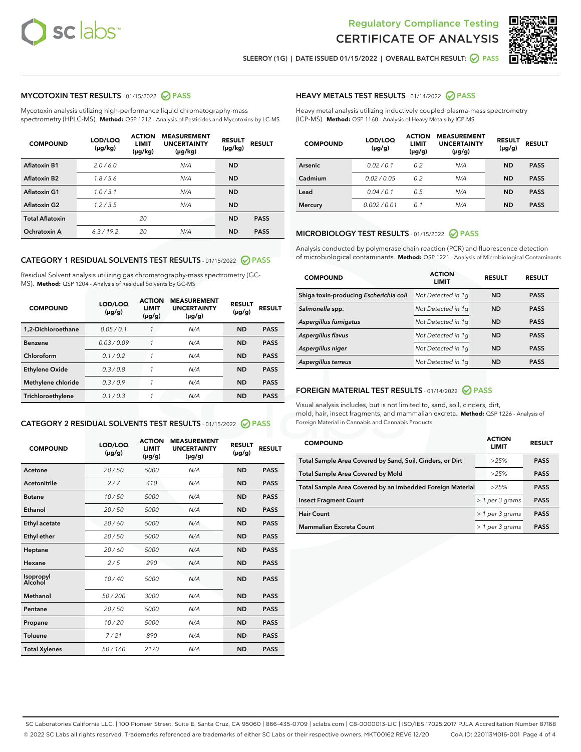Regulatory Compliance Testing
CERTIFICATE OF ANALYSIS

SLEEROY (1G) | DATE ISSUED 01/15/2022 | OVERALL BATCH RESULT: PASS

## MYCOTOXIN TEST RESULTS - 01/15/2022 PASS

Mycotoxin analysis utilizing high-performance liquid chromatography-mass spectrometry (HPLC-MS). **Method:** QSP 1212 - Analysis of Pesticides and Mycotoxins by LC-MS

| COMPOUND | LOD/LOQ (µg/kg) | ACTION LIMIT (µg/kg) | MEASUREMENT UNCERTAINTY (µg/kg) | RESULT (µg/kg) | RESULT |
|---|---|---|---|---|---|
| Aflatoxin B1 | 2.0 / 6.0 | | N/A | ND | |
| Aflatoxin B2 | 1.8 / 5.6 | | N/A | ND | |
| Aflatoxin G1 | 1.0 / 3.1 | | N/A | ND | |
| Aflatoxin G2 | 1.2 / 3.5 | | N/A | ND | |
| Total Aflatoxin | | 20 | | ND | PASS |
| Ochratoxin A | 6.3 / 19.2 | 20 | N/A | ND | PASS |

## CATEGORY 1 RESIDUAL SOLVENTS TEST RESULTS - 01/15/2022 PASS

Residual Solvent analysis utilizing gas chromatography-mass spectrometry (GC-MS). **Method:** QSP 1204 - Analysis of Residual Solvents by GC-MS

| COMPOUND | LOD/LOQ (µg/g) | ACTION LIMIT (µg/g) | MEASUREMENT UNCERTAINTY (µg/g) | RESULT (µg/g) | RESULT |
|---|---|---|---|---|---|
| 1,2-Dichloroethane | 0.05 / 0.1 | 1 | N/A | ND | PASS |
| Benzene | 0.03 / 0.09 | 1 | N/A | ND | PASS |
| Chloroform | 0.1 / 0.2 | 1 | N/A | ND | PASS |
| Ethylene Oxide | 0.3 / 0.8 | 1 | N/A | ND | PASS |
| Methylene chloride | 0.3 / 0.9 | 1 | N/A | ND | PASS |
| Trichloroethylene | 0.1 / 0.3 | 1 | N/A | ND | PASS |

## CATEGORY 2 RESIDUAL SOLVENTS TEST RESULTS - 01/15/2022 PASS

| COMPOUND | LOD/LOQ (µg/g) | ACTION LIMIT (µg/g) | MEASUREMENT UNCERTAINTY (µg/g) | RESULT (µg/g) | RESULT |
|---|---|---|---|---|---|
| Acetone | 20 / 50 | 5000 | N/A | ND | PASS |
| Acetonitrile | 2 / 7 | 410 | N/A | ND | PASS |
| Butane | 10 / 50 | 5000 | N/A | ND | PASS |
| Ethanol | 20 / 50 | 5000 | N/A | ND | PASS |
| Ethyl acetate | 20 / 60 | 5000 | N/A | ND | PASS |
| Ethyl ether | 20 / 50 | 5000 | N/A | ND | PASS |
| Heptane | 20 / 60 | 5000 | N/A | ND | PASS |
| Hexane | 2 / 5 | 290 | N/A | ND | PASS |
| Isopropyl Alcohol | 10 / 40 | 5000 | N/A | ND | PASS |
| Methanol | 50 / 200 | 3000 | N/A | ND | PASS |
| Pentane | 20 / 50 | 5000 | N/A | ND | PASS |
| Propane | 10 / 20 | 5000 | N/A | ND | PASS |
| Toluene | 7 / 21 | 890 | N/A | ND | PASS |
| Total Xylenes | 50 / 160 | 2170 | N/A | ND | PASS |

## HEAVY METALS TEST RESULTS - 01/14/2022 PASS

Heavy metal analysis utilizing inductively coupled plasma-mass spectrometry (ICP-MS). **Method:** QSP 1160 - Analysis of Heavy Metals by ICP-MS

| COMPOUND | LOD/LOQ (µg/g) | ACTION LIMIT (µg/g) | MEASUREMENT UNCERTAINTY (µg/g) | RESULT (µg/g) | RESULT |
|---|---|---|---|---|---|
| Arsenic | 0.02 / 0.1 | 0.2 | N/A | ND | PASS |
| Cadmium | 0.02 / 0.05 | 0.2 | N/A | ND | PASS |
| Lead | 0.04 / 0.1 | 0.5 | N/A | ND | PASS |
| Mercury | 0.002 / 0.01 | 0.1 | N/A | ND | PASS |

## MICROBIOLOGY TEST RESULTS - 01/15/2022 PASS

Analysis conducted by polymerase chain reaction (PCR) and fluorescence detection of microbiological contaminants. **Method:** QSP 1221 - Analysis of Microbiological Contaminants

| COMPOUND | ACTION LIMIT | RESULT | RESULT |
|---|---|---|---|
| Shiga toxin-producing *Escherichia coli* | Not Detected in 1g | ND | PASS |
| *Salmonella* spp. | Not Detected in 1g | ND | PASS |
| *Aspergillus fumigatus* | Not Detected in 1g | ND | PASS |
| *Aspergillus flavus* | Not Detected in 1g | ND | PASS |
| *Aspergillus niger* | Not Detected in 1g | ND | PASS |
| *Aspergillus terreus* | Not Detected in 1g | ND | PASS |

## FOREIGN MATERIAL TEST RESULTS - 01/14/2022 PASS

Visual analysis includes, but is not limited to, sand, soil, cinders, dirt, mold, hair, insect fragments, and mammalian excreta. **Method:** QSP 1226 - Analysis of Foreign Material in Cannabis and Cannabis Products

| COMPOUND | ACTION LIMIT | RESULT |
|---|---|---|
| Total Sample Area Covered by Sand, Soil, Cinders, or Dirt | >25% | PASS |
| Total Sample Area Covered by Mold | >25% | PASS |
| Total Sample Area Covered by an Imbedded Foreign Material | >25% | PASS |
| Insect Fragment Count | > 1 per 3 grams | PASS |
| Hair Count | > 1 per 3 grams | PASS |
| Mammalian Excreta Count | > 1 per 3 grams | PASS |

SC Laboratories California LLC. | 100 Pioneer Street, Suite E, Santa Cruz, CA 95060 | 866-435-0709 | sclabs.com | C8-0000013-LIC | ISO/IES 17025:2017 PJLA Accreditation Number 87168
© 2022 SC Labs all rights reserved. Trademarks referenced are trademarks of either SC Labs or their respective owners. MKT00162 REV6 12/20 CoA ID: 220113M016-001